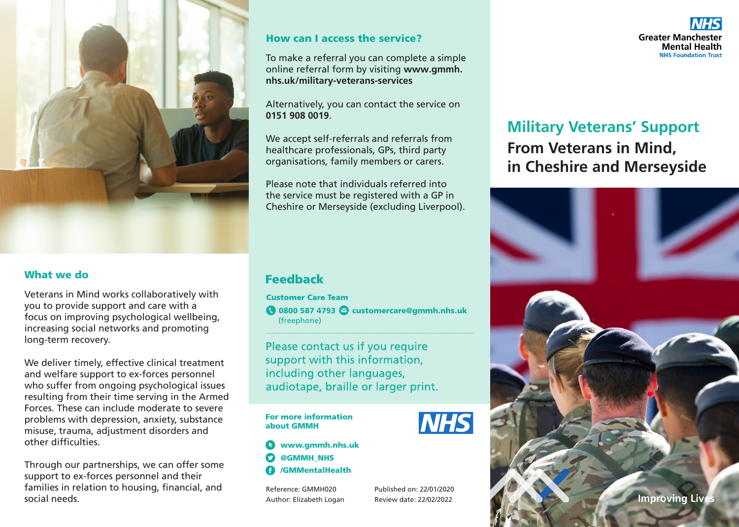# Military Veterans' Support

## From Veterans in Mind, in Cheshire and Merseyside

NHS
Greater Manchester Mental Health
NHS Foundation Trust

Improving Lives

## What we do

Veterans in Mind works collaboratively with you to provide support and care with a focus on improving psychological wellbeing, increasing social networks and promoting long-term recovery.

We deliver timely, effective clinical treatment and welfare support to ex-forces personnel who suffer from ongoing psychological issues resulting from their time serving in the Armed Forces. These can include moderate to severe problems with depression, anxiety, substance misuse, trauma, adjustment disorders and other difficulties.

Through our partnerships, we can offer some support to ex-forces personnel and their families in relation to housing, financial, and social needs.

## How can I access the service?

To make a referral you can complete a simple online referral form by visiting **www.gmmh.nhs.uk/military-veterans-services**

Alternatively, you can contact the service on **0151 908 0019**.

We accept self-referrals and referrals from healthcare professionals, GPs, third party organisations, family members or carers.

Please note that individuals referred into the service must be registered with a GP in Cheshire or Merseyside (excluding Liverpool).

## Feedback

**Customer Care Team**

**0800 587 4793** (freephone) **customercare@gmmh.nhs.uk**

Please contact us if you require support with this information, including other languages, audiotape, braille or larger print.

**For more information about GMMH**

- **www.gmmh.nhs.uk**
- **@GMMH_NHS**
- **/GMMentalHealth**

NHS

Reference: GMMH020
Author: Elizabeth Logan

Published on: 22/01/2020
Review date: 22/02/2022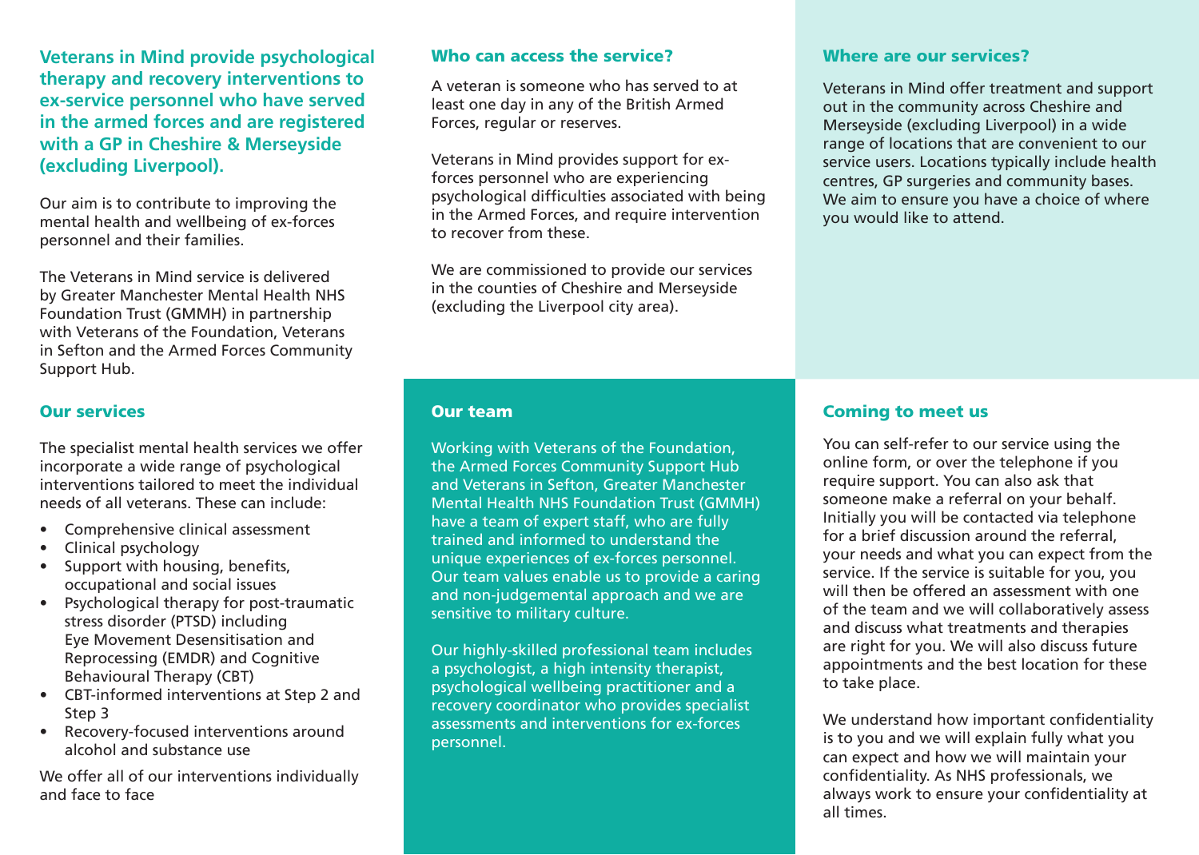**Veterans in Mind provide psychological therapy and recovery interventions to ex-service personnel who have served in the armed forces and are registered with a GP in Cheshire & Merseyside (excluding Liverpool).**

Our aim is to contribute to improving the mental health and wellbeing of ex-forces personnel and their families.

The Veterans in Mind service is delivered by Greater Manchester Mental Health NHS Foundation Trust (GMMH) in partnership with Veterans of the Foundation, Veterans in Sefton and the Armed Forces Community Support Hub.

## Our services

The specialist mental health services we offer incorporate a wide range of psychological interventions tailored to meet the individual needs of all veterans. These can include:

- Comprehensive clinical assessment
- Clinical psychology
- Support with housing, benefits, occupational and social issues
- Psychological therapy for post-traumatic stress disorder (PTSD) including Eye Movement Desensitisation and Reprocessing (EMDR) and Cognitive Behavioural Therapy (CBT)
- CBT-informed interventions at Step 2 and Step 3
- Recovery-focused interventions around alcohol and substance use

We offer all of our interventions individually and face to face

## Who can access the service?

A veteran is someone who has served to at least one day in any of the British Armed Forces, regular or reserves.

Veterans in Mind provides support for ex-forces personnel who are experiencing psychological difficulties associated with being in the Armed Forces, and require intervention to recover from these.

We are commissioned to provide our services in the counties of Cheshire and Merseyside (excluding the Liverpool city area).

## Our team

Working with Veterans of the Foundation, the Armed Forces Community Support Hub and Veterans in Sefton, Greater Manchester Mental Health NHS Foundation Trust (GMMH) have a team of expert staff, who are fully trained and informed to understand the unique experiences of ex-forces personnel. Our team values enable us to provide a caring and non-judgemental approach and we are sensitive to military culture.

Our highly-skilled professional team includes a psychologist, a high intensity therapist, psychological wellbeing practitioner and a recovery coordinator who provides specialist assessments and interventions for ex-forces personnel.

## Where are our services?

Veterans in Mind offer treatment and support out in the community across Cheshire and Merseyside (excluding Liverpool) in a wide range of locations that are convenient to our service users. Locations typically include health centres, GP surgeries and community bases. We aim to ensure you have a choice of where you would like to attend.

## Coming to meet us

You can self-refer to our service using the online form, or over the telephone if you require support. You can also ask that someone make a referral on your behalf. Initially you will be contacted via telephone for a brief discussion around the referral, your needs and what you can expect from the service. If the service is suitable for you, you will then be offered an assessment with one of the team and we will collaboratively assess and discuss what treatments and therapies are right for you. We will also discuss future appointments and the best location for these to take place.

We understand how important confidentiality is to you and we will explain fully what you can expect and how we will maintain your confidentiality. As NHS professionals, we always work to ensure your confidentiality at all times.